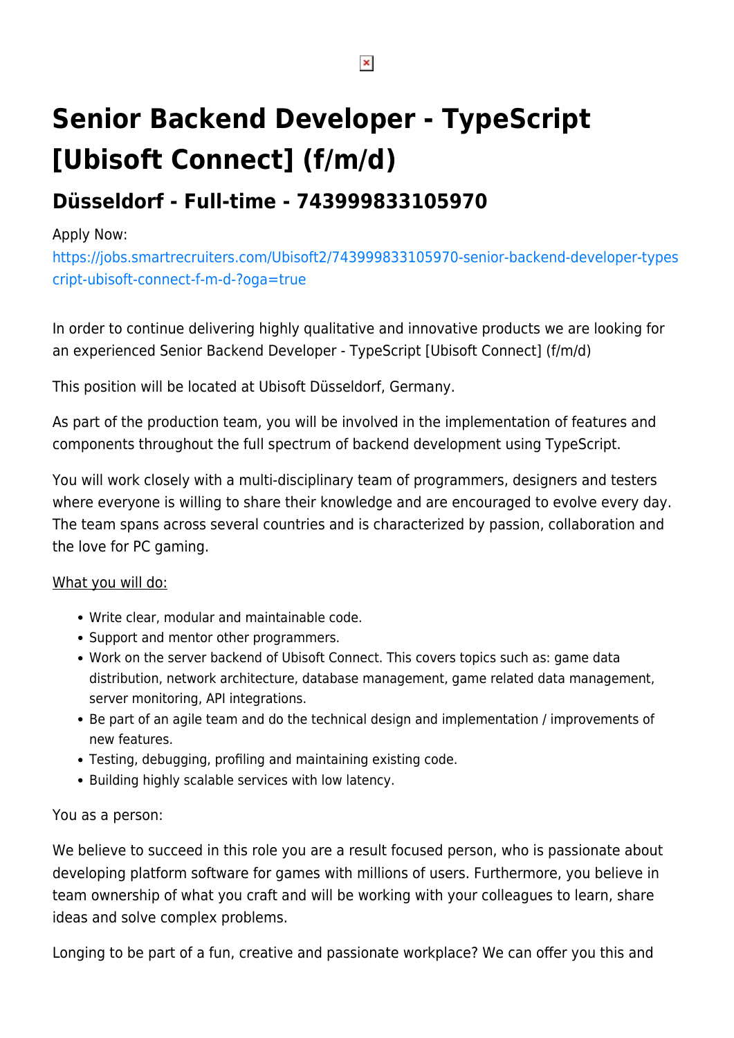# Senior Backend Developer - TypeScript [Ubisoft Connect] (f/m/d)

## Düsseldorf - Full-time - 743999833105970

Apply Now:
https://jobs.smartrecruiters.com/Ubisoft2/743999833105970-senior-backend-developer-typescript-ubisoft-connect-f-m-d-?oga=true

In order to continue delivering highly qualitative and innovative products we are looking for an experienced Senior Backend Developer - TypeScript [Ubisoft Connect] (f/m/d)

This position will be located at Ubisoft Düsseldorf, Germany.

As part of the production team, you will be involved in the implementation of features and components throughout the full spectrum of backend development using TypeScript.

You will work closely with a multi-disciplinary team of programmers, designers and testers where everyone is willing to share their knowledge and are encouraged to evolve every day. The team spans across several countries and is characterized by passion, collaboration and the love for PC gaming.

What you will do:

- Write clear, modular and maintainable code.
- Support and mentor other programmers.
- Work on the server backend of Ubisoft Connect. This covers topics such as: game data distribution, network architecture, database management, game related data management, server monitoring, API integrations.
- Be part of an agile team and do the technical design and implementation / improvements of new features.
- Testing, debugging, profiling and maintaining existing code.
- Building highly scalable services with low latency.

You as a person:

We believe to succeed in this role you are a result focused person, who is passionate about developing platform software for games with millions of users. Furthermore, you believe in team ownership of what you craft and will be working with your colleagues to learn, share ideas and solve complex problems.

Longing to be part of a fun, creative and passionate workplace? We can offer you this and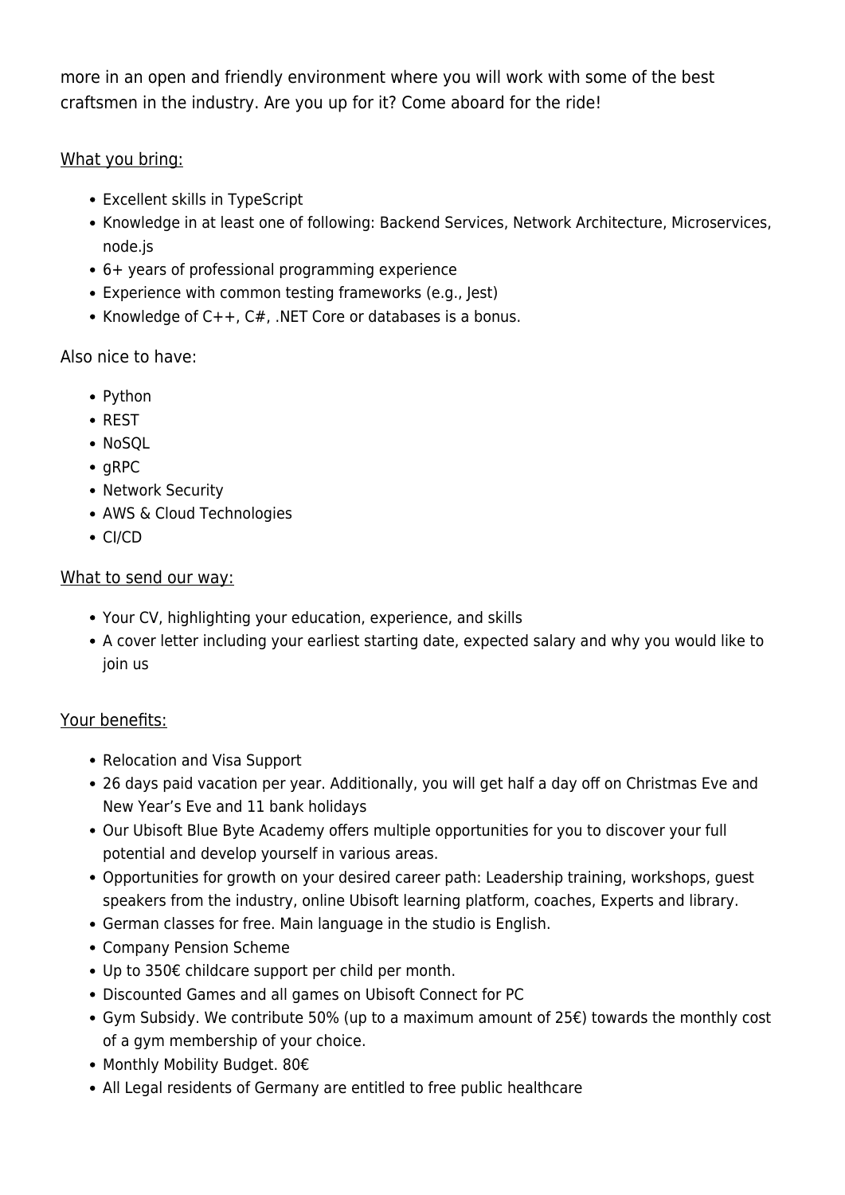more in an open and friendly environment where you will work with some of the best craftsmen in the industry. Are you up for it? Come aboard for the ride!

<u>What you bring:</u>

- Excellent skills in TypeScript
- Knowledge in at least one of following: Backend Services, Network Architecture, Microservices, node.js
- 6+ years of professional programming experience
- Experience with common testing frameworks (e.g., Jest)
- Knowledge of C++, C#, .NET Core or databases is a bonus.

Also nice to have:

- Python
- REST
- NoSQL
- gRPC
- Network Security
- AWS & Cloud Technologies
- CI/CD

<u>What to send our way:</u>

- Your CV, highlighting your education, experience, and skills
- A cover letter including your earliest starting date, expected salary and why you would like to join us

<u>Your benefits:</u>

- Relocation and Visa Support
- 26 days paid vacation per year. Additionally, you will get half a day off on Christmas Eve and New Year's Eve and 11 bank holidays
- Our Ubisoft Blue Byte Academy offers multiple opportunities for you to discover your full potential and develop yourself in various areas.
- Opportunities for growth on your desired career path: Leadership training, workshops, guest speakers from the industry, online Ubisoft learning platform, coaches, Experts and library.
- German classes for free. Main language in the studio is English.
- Company Pension Scheme
- Up to 350€ childcare support per child per month.
- Discounted Games and all games on Ubisoft Connect for PC
- Gym Subsidy. We contribute 50% (up to a maximum amount of 25€) towards the monthly cost of a gym membership of your choice.
- Monthly Mobility Budget. 80€
- All Legal residents of Germany are entitled to free public healthcare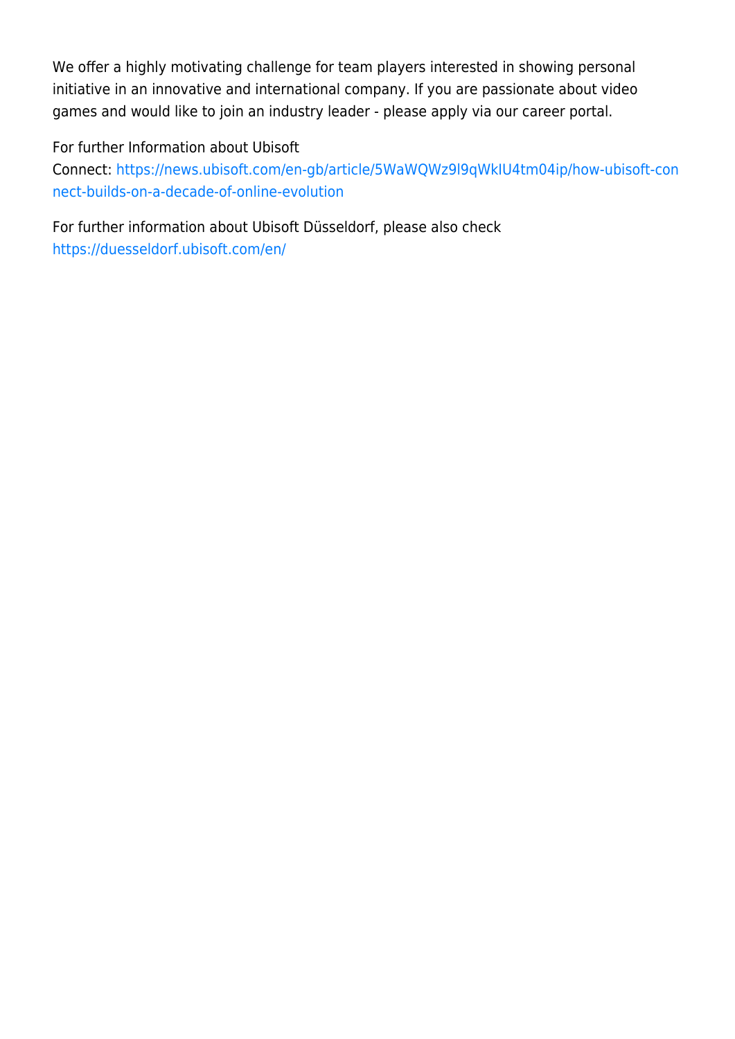We offer a highly motivating challenge for team players interested in showing personal initiative in an innovative and international company. If you are passionate about video games and would like to join an industry leader - please apply via our career portal.

For further Information about Ubisoft Connect: https://news.ubisoft.com/en-gb/article/5WaWQWz9l9qWkIU4tm04ip/how-ubisoft-connect-builds-on-a-decade-of-online-evolution

For further information about Ubisoft Düsseldorf, please also check https://duesseldorf.ubisoft.com/en/